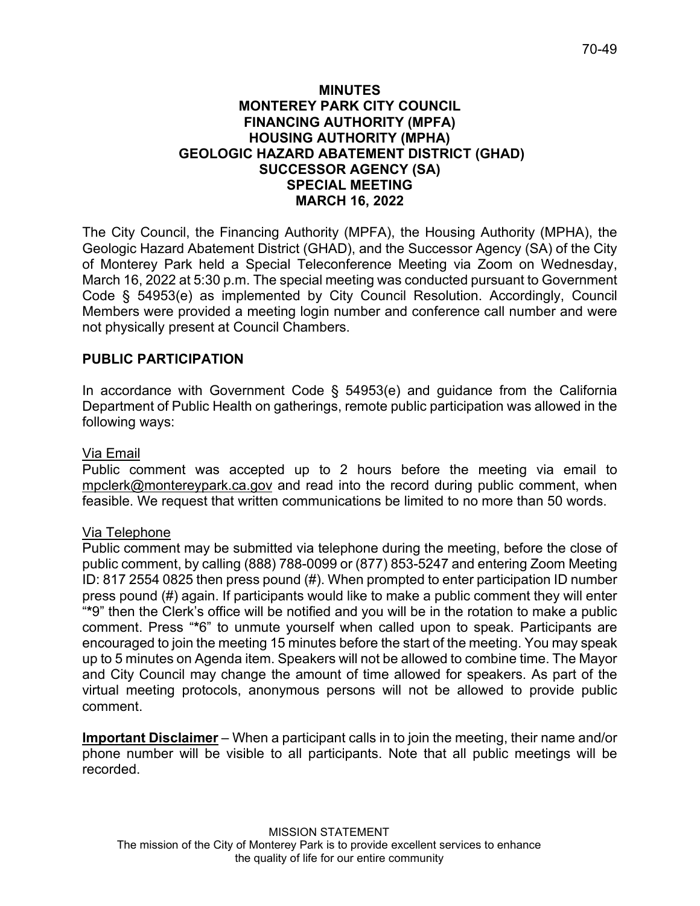# MINUTES
# MONTEREY PARK CITY COUNCIL
# FINANCING AUTHORITY (MPFA)
# HOUSING AUTHORITY (MPHA)
# GEOLOGIC HAZARD ABATEMENT DISTRICT (GHAD)
# SUCCESSOR AGENCY (SA)
# SPECIAL MEETING
# MARCH 16, 2022

The City Council, the Financing Authority (MPFA), the Housing Authority (MPHA), the Geologic Hazard Abatement District (GHAD), and the Successor Agency (SA) of the City of Monterey Park held a Special Teleconference Meeting via Zoom on Wednesday, March 16, 2022 at 5:30 p.m. The special meeting was conducted pursuant to Government Code § 54953(e) as implemented by City Council Resolution. Accordingly, Council Members were provided a meeting login number and conference call number and were not physically present at Council Chambers.

## PUBLIC PARTICIPATION

In accordance with Government Code § 54953(e) and guidance from the California Department of Public Health on gatherings, remote public participation was allowed in the following ways:

Via Email

Public comment was accepted up to 2 hours before the meeting via email to mpclerk@montereypark.ca.gov and read into the record during public comment, when feasible. We request that written communications be limited to no more than 50 words.

Via Telephone

Public comment may be submitted via telephone during the meeting, before the close of public comment, by calling (888) 788-0099 or (877) 853-5247 and entering Zoom Meeting ID: 817 2554 0825 then press pound (#). When prompted to enter participation ID number press pound (#) again. If participants would like to make a public comment they will enter "*9" then the Clerk's office will be notified and you will be in the rotation to make a public comment. Press "*6" to unmute yourself when called upon to speak. Participants are encouraged to join the meeting 15 minutes before the start of the meeting. You may speak up to 5 minutes on Agenda item. Speakers will not be allowed to combine time. The Mayor and City Council may change the amount of time allowed for speakers. As part of the virtual meeting protocols, anonymous persons will not be allowed to provide public comment.

**Important Disclaimer** – When a participant calls in to join the meeting, their name and/or phone number will be visible to all participants. Note that all public meetings will be recorded.

MISSION STATEMENT
The mission of the City of Monterey Park is to provide excellent services to enhance the quality of life for our entire community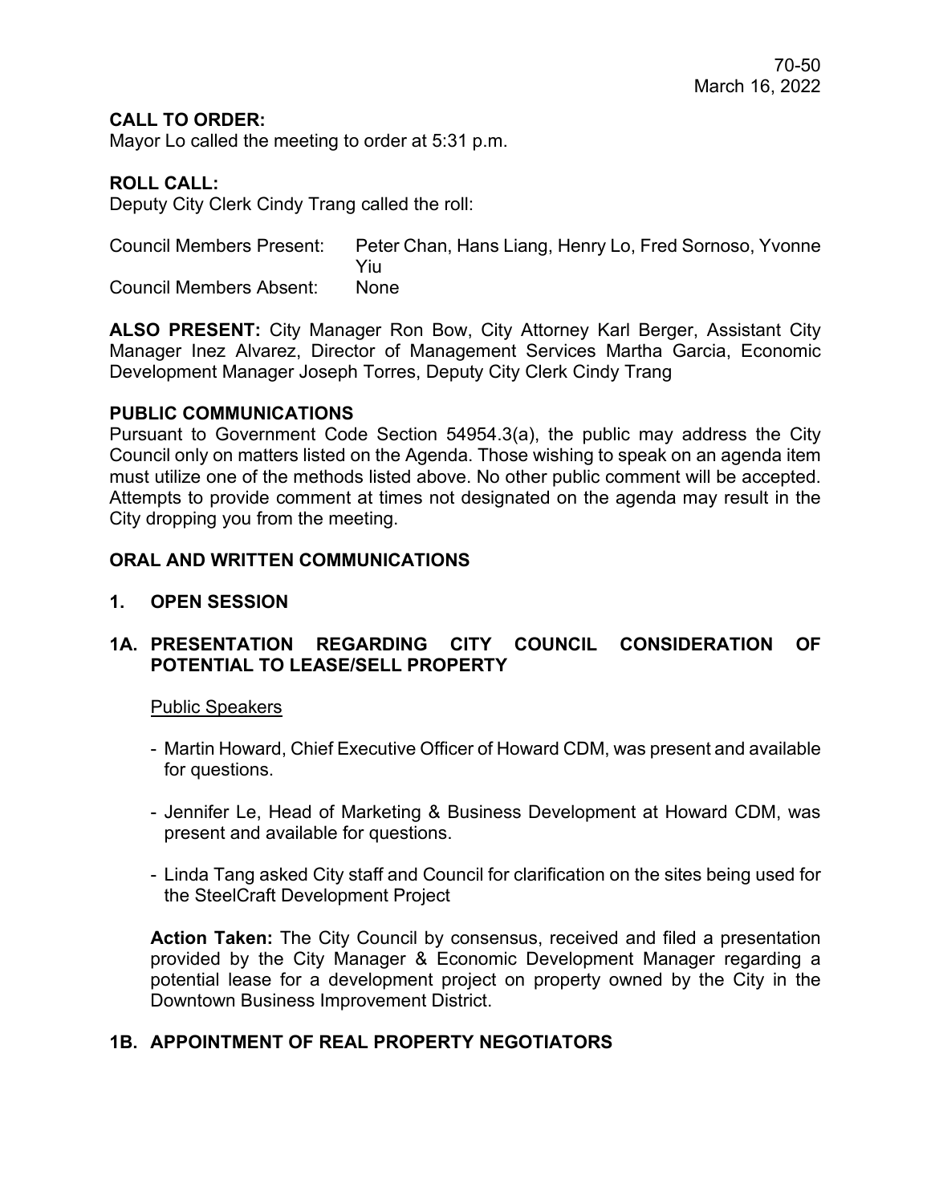**CALL TO ORDER:**
Mayor Lo called the meeting to order at 5:31 p.m.

**ROLL CALL:**
Deputy City Clerk Cindy Trang called the roll:

| | |
|---|---|
| Council Members Present: | Peter Chan, Hans Liang, Henry Lo, Fred Sornoso, Yvonne Yiu |
| Council Members Absent: | None |

**ALSO PRESENT:** City Manager Ron Bow, City Attorney Karl Berger, Assistant City Manager Inez Alvarez, Director of Management Services Martha Garcia, Economic Development Manager Joseph Torres, Deputy City Clerk Cindy Trang

**PUBLIC COMMUNICATIONS**
Pursuant to Government Code Section 54954.3(a), the public may address the City Council only on matters listed on the Agenda. Those wishing to speak on an agenda item must utilize one of the methods listed above. No other public comment will be accepted. Attempts to provide comment at times not designated on the agenda may result in the City dropping you from the meeting.

**ORAL AND WRITTEN COMMUNICATIONS**

**1. OPEN SESSION**

**1A. PRESENTATION REGARDING CITY COUNCIL CONSIDERATION OF POTENTIAL TO LEASE/SELL PROPERTY**

Public Speakers

- Martin Howard, Chief Executive Officer of Howard CDM, was present and available for questions.
- Jennifer Le, Head of Marketing & Business Development at Howard CDM, was present and available for questions.
- Linda Tang asked City staff and Council for clarification on the sites being used for the SteelCraft Development Project

**Action Taken:** The City Council by consensus, received and filed a presentation provided by the City Manager & Economic Development Manager regarding a potential lease for a development project on property owned by the City in the Downtown Business Improvement District.

**1B. APPOINTMENT OF REAL PROPERTY NEGOTIATORS**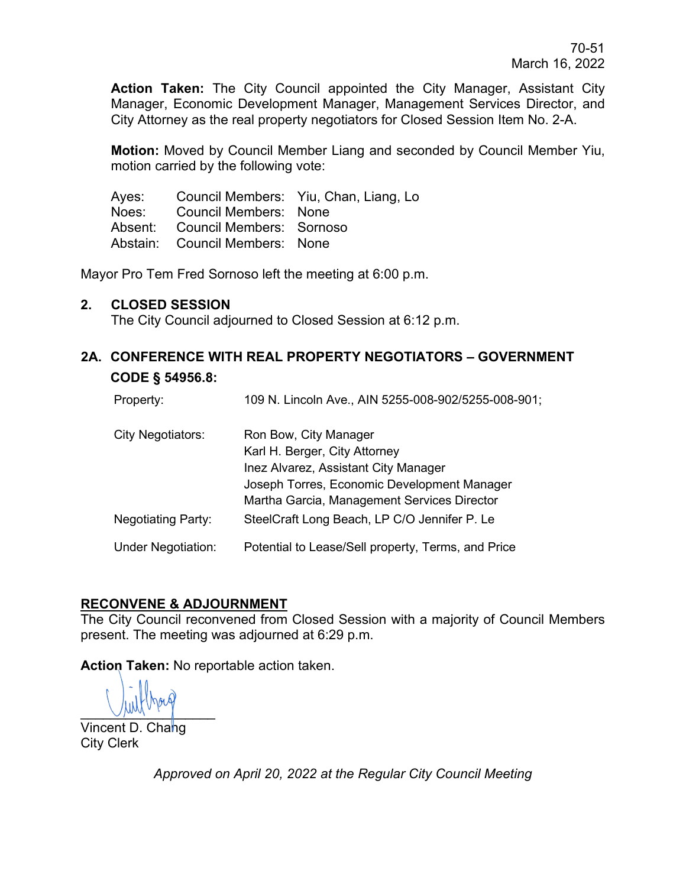**Action Taken:** The City Council appointed the City Manager, Assistant City Manager, Economic Development Manager, Management Services Director, and City Attorney as the real property negotiators for Closed Session Item No. 2-A.

**Motion:** Moved by Council Member Liang and seconded by Council Member Yiu, motion carried by the following vote:

| | | |
|---|---|---|
| Ayes: | Council Members: | Yiu, Chan, Liang, Lo |
| Noes: | Council Members: | None |
| Absent: | Council Members: | Sornoso |
| Abstain: | Council Members: | None |

Mayor Pro Tem Fred Sornoso left the meeting at 6:00 p.m.

## 2. CLOSED SESSION

The City Council adjourned to Closed Session at 6:12 p.m.

## 2A. CONFERENCE WITH REAL PROPERTY NEGOTIATORS – GOVERNMENT CODE § 54956.8:

| | |
|---|---|
| Property: | 109 N. Lincoln Ave., AIN 5255-008-902/5255-008-901; |
| City Negotiators: | Ron Bow, City Manager<br>Karl H. Berger, City Attorney<br>Inez Alvarez, Assistant City Manager<br>Joseph Torres, Economic Development Manager<br>Martha Garcia, Management Services Director |
| Negotiating Party: | SteelCraft Long Beach, LP C/O Jennifer P. Le |
| Under Negotiation: | Potential to Lease/Sell property, Terms, and Price |

## RECONVENE & ADJOURNMENT

The City Council reconvened from Closed Session with a majority of Council Members present. The meeting was adjourned at 6:29 p.m.

**Action Taken:** No reportable action taken.

Vincent D. Chang
City Clerk

*Approved on April 20, 2022 at the Regular City Council Meeting*